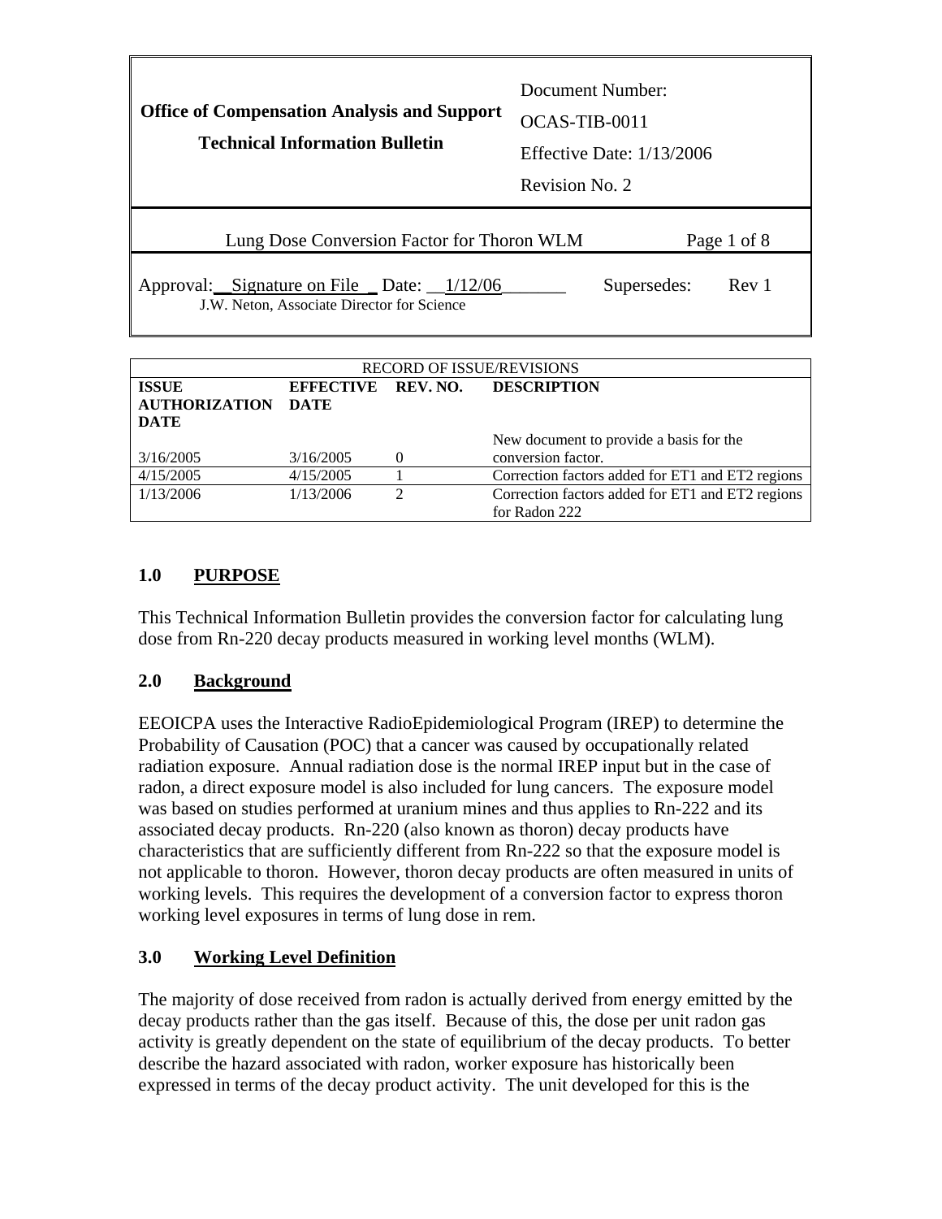| Office of Compensation Analysis and Support Technical Information Bulletin | Document Number: OCAS-TIB-0011 Effective Date: 1/13/2006 Revision No. 2 |
|---|---|
| Lung Dose Conversion Factor for Thoron WLM | |
| Approval: Signature on File Date: 1/12/06 J.W. Neton, Associate Director for Science | Supersedes: Rev 1 |

| RECORD OF ISSUE/REVISIONS | | | |
|---|---|---|---|
| **ISSUE AUTHORIZATION DATE** | **EFFECTIVE DATE** | **REV. NO.** | **DESCRIPTION** |
| 3/16/2005 | 3/16/2005 | 0 | New document to provide a basis for the conversion factor. |
| 4/15/2005 | 4/15/2005 | 1 | Correction factors added for ET1 and ET2 regions |
| 1/13/2006 | 1/13/2006 | 2 | Correction factors added for ET1 and ET2 regions for Radon 222 |

## 1.0 PURPOSE

This Technical Information Bulletin provides the conversion factor for calculating lung dose from Rn-220 decay products measured in working level months (WLM).

## 2.0 Background

EEOICPA uses the Interactive RadioEpidemiological Program (IREP) to determine the Probability of Causation (POC) that a cancer was caused by occupationally related radiation exposure. Annual radiation dose is the normal IREP input but in the case of radon, a direct exposure model is also included for lung cancers. The exposure model was based on studies performed at uranium mines and thus applies to Rn-222 and its associated decay products. Rn-220 (also known as thoron) decay products have characteristics that are sufficiently different from Rn-222 so that the exposure model is not applicable to thoron. However, thoron decay products are often measured in units of working levels. This requires the development of a conversion factor to express thoron working level exposures in terms of lung dose in rem.

## 3.0 Working Level Definition

The majority of dose received from radon is actually derived from energy emitted by the decay products rather than the gas itself. Because of this, the dose per unit radon gas activity is greatly dependent on the state of equilibrium of the decay products. To better describe the hazard associated with radon, worker exposure has historically been expressed in terms of the decay product activity. The unit developed for this is the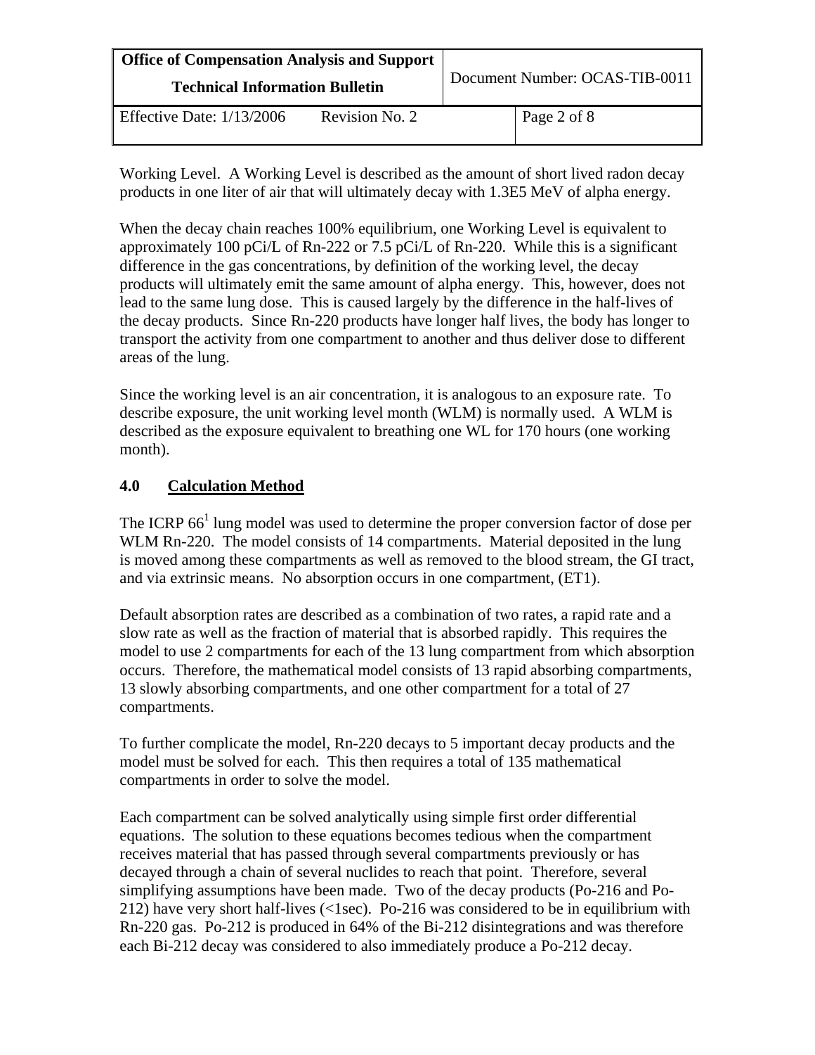Working Level. A Working Level is described as the amount of short lived radon decay products in one liter of air that will ultimately decay with 1.3E5 MeV of alpha energy.

When the decay chain reaches 100% equilibrium, one Working Level is equivalent to approximately 100 pCi/L of Rn-222 or 7.5 pCi/L of Rn-220. While this is a significant difference in the gas concentrations, by definition of the working level, the decay products will ultimately emit the same amount of alpha energy. This, however, does not lead to the same lung dose. This is caused largely by the difference in the half-lives of the decay products. Since Rn-220 products have longer half lives, the body has longer to transport the activity from one compartment to another and thus deliver dose to different areas of the lung.

Since the working level is an air concentration, it is analogous to an exposure rate. To describe exposure, the unit working level month (WLM) is normally used. A WLM is described as the exposure equivalent to breathing one WL for 170 hours (one working month).

## 4.0 Calculation Method

The ICRP 66[1] lung model was used to determine the proper conversion factor of dose per WLM Rn-220. The model consists of 14 compartments. Material deposited in the lung is moved among these compartments as well as removed to the blood stream, the GI tract, and via extrinsic means. No absorption occurs in one compartment, (ET1).

Default absorption rates are described as a combination of two rates, a rapid rate and a slow rate as well as the fraction of material that is absorbed rapidly. This requires the model to use 2 compartments for each of the 13 lung compartment from which absorption occurs. Therefore, the mathematical model consists of 13 rapid absorbing compartments, 13 slowly absorbing compartments, and one other compartment for a total of 27 compartments.

To further complicate the model, Rn-220 decays to 5 important decay products and the model must be solved for each. This then requires a total of 135 mathematical compartments in order to solve the model.

Each compartment can be solved analytically using simple first order differential equations. The solution to these equations becomes tedious when the compartment receives material that has passed through several compartments previously or has decayed through a chain of several nuclides to reach that point. Therefore, several simplifying assumptions have been made. Two of the decay products (Po-216 and Po-212) have very short half-lives (<1sec). Po-216 was considered to be in equilibrium with Rn-220 gas. Po-212 is produced in 64% of the Bi-212 disintegrations and was therefore each Bi-212 decay was considered to also immediately produce a Po-212 decay.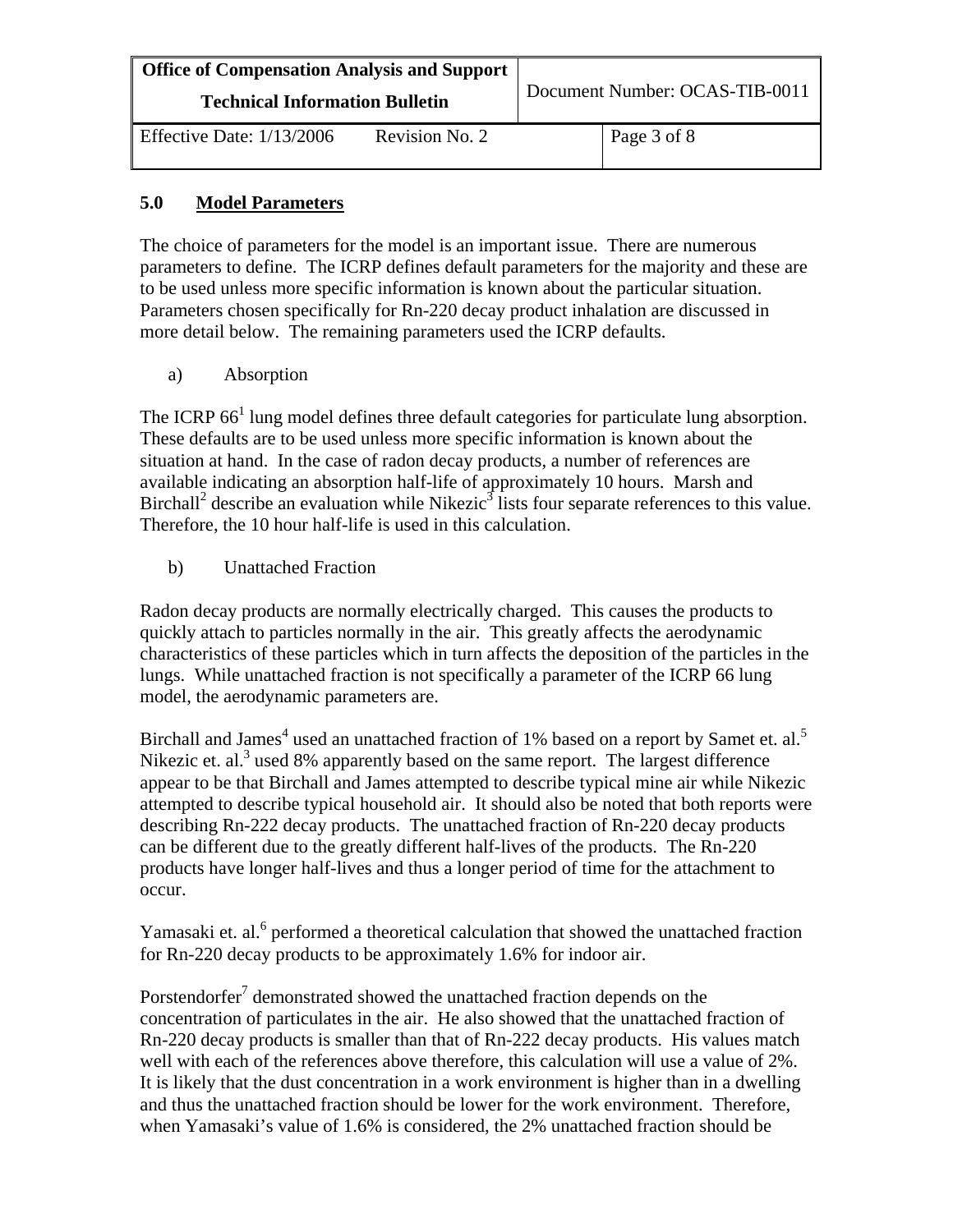## 5.0 Model Parameters

The choice of parameters for the model is an important issue. There are numerous parameters to define. The ICRP defines default parameters for the majority and these are to be used unless more specific information is known about the particular situation. Parameters chosen specifically for Rn-220 decay product inhalation are discussed in more detail below. The remaining parameters used the ICRP defaults.

a) Absorption

The ICRP 66[1] lung model defines three default categories for particulate lung absorption. These defaults are to be used unless more specific information is known about the situation at hand. In the case of radon decay products, a number of references are available indicating an absorption half-life of approximately 10 hours. Marsh and Birchall[2] describe an evaluation while Nikezic[3] lists four separate references to this value. Therefore, the 10 hour half-life is used in this calculation.

b) Unattached Fraction

Radon decay products are normally electrically charged. This causes the products to quickly attach to particles normally in the air. This greatly affects the aerodynamic characteristics of these particles which in turn affects the deposition of the particles in the lungs. While unattached fraction is not specifically a parameter of the ICRP 66 lung model, the aerodynamic parameters are.

Birchall and James[4] used an unattached fraction of 1% based on a report by Samet et. al.[5] Nikezic et. al.[3] used 8% apparently based on the same report. The largest difference appear to be that Birchall and James attempted to describe typical mine air while Nikezic attempted to describe typical household air. It should also be noted that both reports were describing Rn-222 decay products. The unattached fraction of Rn-220 decay products can be different due to the greatly different half-lives of the products. The Rn-220 products have longer half-lives and thus a longer period of time for the attachment to occur.

Yamasaki et. al.[6] performed a theoretical calculation that showed the unattached fraction for Rn-220 decay products to be approximately 1.6% for indoor air.

Porstendorfer[7] demonstrated showed the unattached fraction depends on the concentration of particulates in the air. He also showed that the unattached fraction of Rn-220 decay products is smaller than that of Rn-222 decay products. His values match well with each of the references above therefore, this calculation will use a value of 2%. It is likely that the dust concentration in a work environment is higher than in a dwelling and thus the unattached fraction should be lower for the work environment. Therefore, when Yamasaki's value of 1.6% is considered, the 2% unattached fraction should be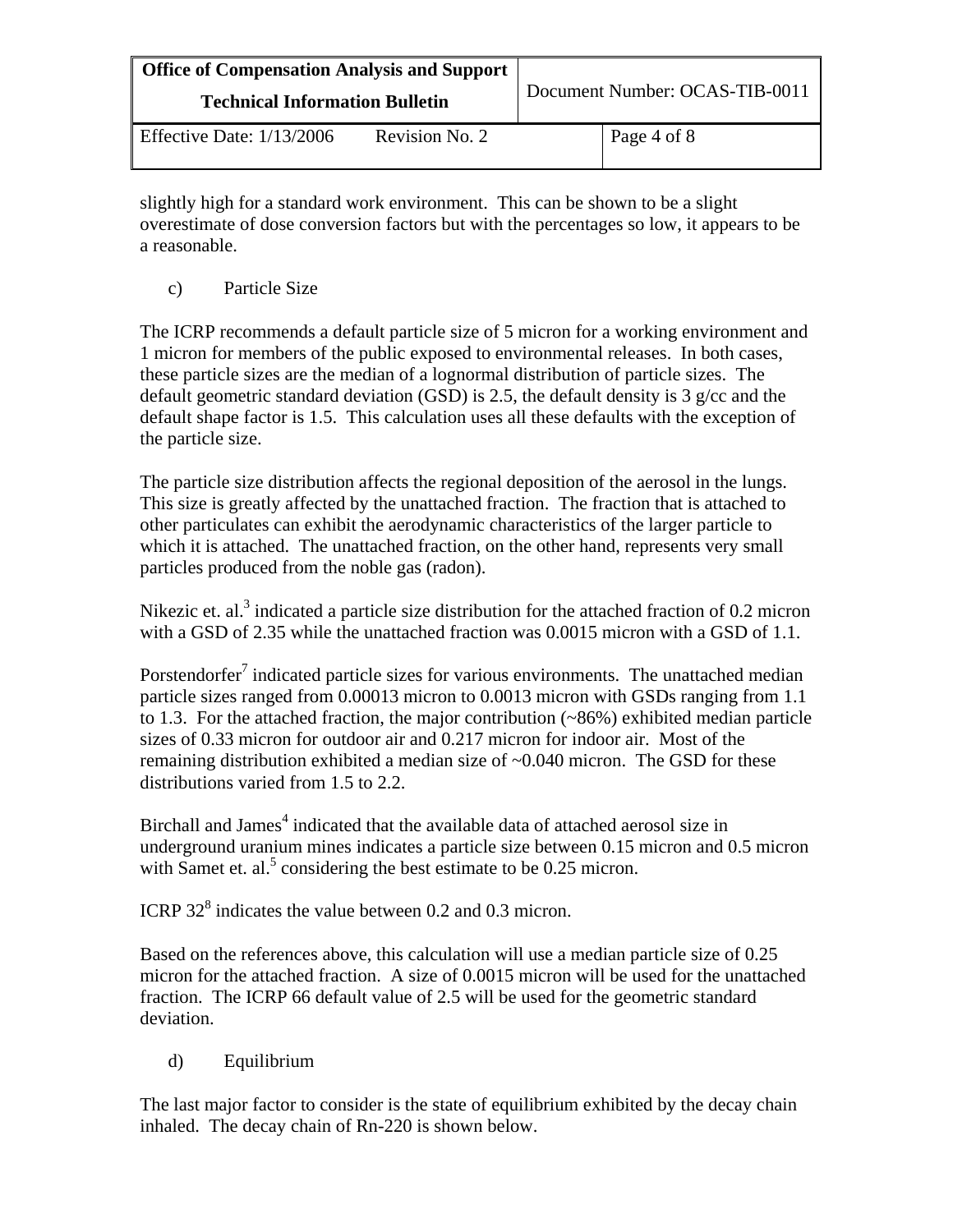slightly high for a standard work environment. This can be shown to be a slight overestimate of dose conversion factors but with the percentages so low, it appears to be a reasonable.

c) Particle Size

The ICRP recommends a default particle size of 5 micron for a working environment and 1 micron for members of the public exposed to environmental releases. In both cases, these particle sizes are the median of a lognormal distribution of particle sizes. The default geometric standard deviation (GSD) is 2.5, the default density is 3 g/cc and the default shape factor is 1.5. This calculation uses all these defaults with the exception of the particle size.

The particle size distribution affects the regional deposition of the aerosol in the lungs. This size is greatly affected by the unattached fraction. The fraction that is attached to other particulates can exhibit the aerodynamic characteristics of the larger particle to which it is attached. The unattached fraction, on the other hand, represents very small particles produced from the noble gas (radon).

Nikezic et. al.[3] indicated a particle size distribution for the attached fraction of 0.2 micron with a GSD of 2.35 while the unattached fraction was 0.0015 micron with a GSD of 1.1.

Porstendorfer[7] indicated particle sizes for various environments. The unattached median particle sizes ranged from 0.00013 micron to 0.0013 micron with GSDs ranging from 1.1 to 1.3. For the attached fraction, the major contribution (~86%) exhibited median particle sizes of 0.33 micron for outdoor air and 0.217 micron for indoor air. Most of the remaining distribution exhibited a median size of ~0.040 micron. The GSD for these distributions varied from 1.5 to 2.2.

Birchall and James[4] indicated that the available data of attached aerosol size in underground uranium mines indicates a particle size between 0.15 micron and 0.5 micron with Samet et. al.[5] considering the best estimate to be 0.25 micron.

ICRP 32[8] indicates the value between 0.2 and 0.3 micron.

Based on the references above, this calculation will use a median particle size of 0.25 micron for the attached fraction. A size of 0.0015 micron will be used for the unattached fraction. The ICRP 66 default value of 2.5 will be used for the geometric standard deviation.

d) Equilibrium

The last major factor to consider is the state of equilibrium exhibited by the decay chain inhaled. The decay chain of Rn-220 is shown below.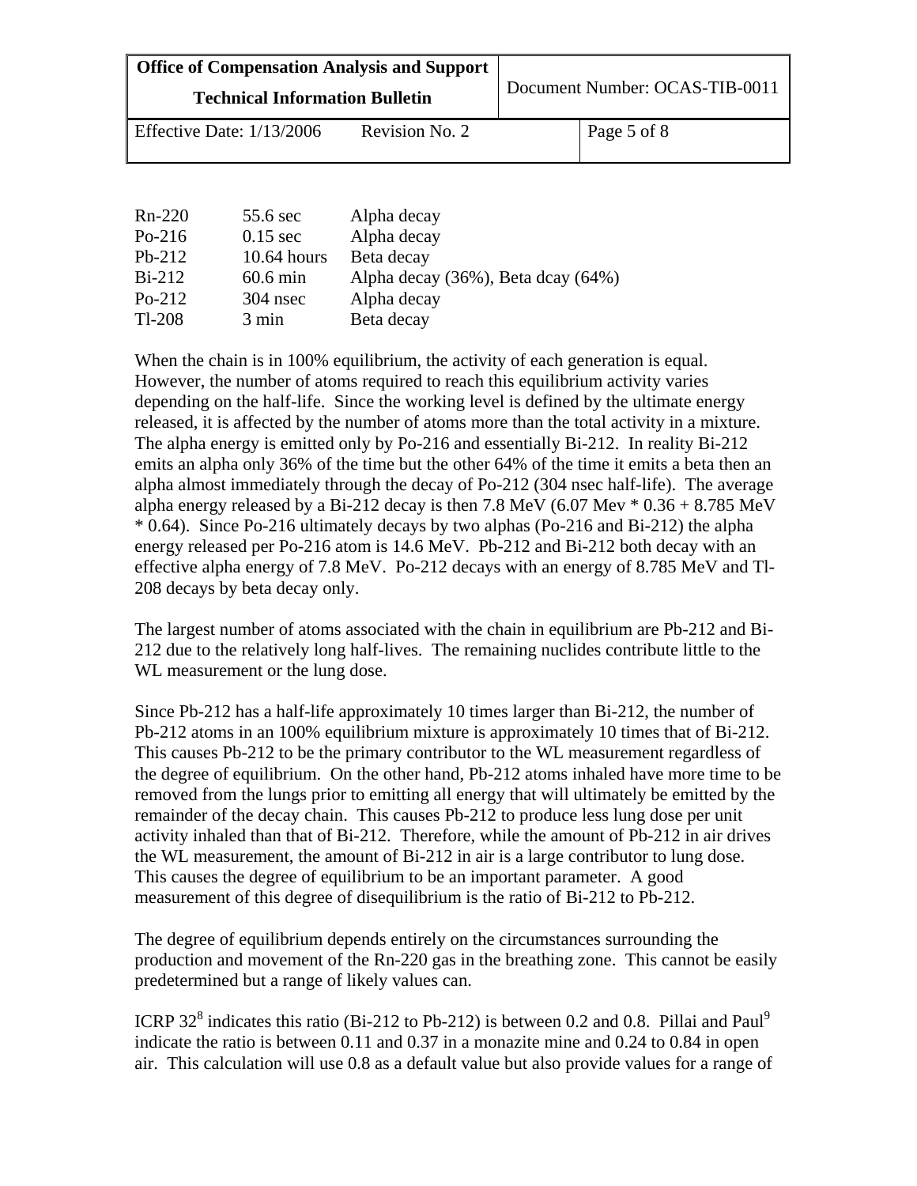| | | |
|---|---|---|
| Rn-220 | 55.6 sec | Alpha decay |
| Po-216 | 0.15 sec | Alpha decay |
| Pb-212 | 10.64 hours | Beta decay |
| Bi-212 | 60.6 min | Alpha decay (36%), Beta dcay (64%) |
| Po-212 | 304 nsec | Alpha decay |
| Tl-208 | 3 min | Beta decay |

When the chain is in 100% equilibrium, the activity of each generation is equal. However, the number of atoms required to reach this equilibrium activity varies depending on the half-life. Since the working level is defined by the ultimate energy released, it is affected by the number of atoms more than the total activity in a mixture. The alpha energy is emitted only by Po-216 and essentially Bi-212. In reality Bi-212 emits an alpha only 36% of the time but the other 64% of the time it emits a beta then an alpha almost immediately through the decay of Po-212 (304 nsec half-life). The average alpha energy released by a Bi-212 decay is then 7.8 MeV (6.07 Mev * 0.36 + 8.785 MeV * 0.64). Since Po-216 ultimately decays by two alphas (Po-216 and Bi-212) the alpha energy released per Po-216 atom is 14.6 MeV. Pb-212 and Bi-212 both decay with an effective alpha energy of 7.8 MeV. Po-212 decays with an energy of 8.785 MeV and Tl-208 decays by beta decay only.

The largest number of atoms associated with the chain in equilibrium are Pb-212 and Bi-212 due to the relatively long half-lives. The remaining nuclides contribute little to the WL measurement or the lung dose.

Since Pb-212 has a half-life approximately 10 times larger than Bi-212, the number of Pb-212 atoms in an 100% equilibrium mixture is approximately 10 times that of Bi-212. This causes Pb-212 to be the primary contributor to the WL measurement regardless of the degree of equilibrium. On the other hand, Pb-212 atoms inhaled have more time to be removed from the lungs prior to emitting all energy that will ultimately be emitted by the remainder of the decay chain. This causes Pb-212 to produce less lung dose per unit activity inhaled than that of Bi-212. Therefore, while the amount of Pb-212 in air drives the WL measurement, the amount of Bi-212 in air is a large contributor to lung dose. This causes the degree of equilibrium to be an important parameter. A good measurement of this degree of disequilibrium is the ratio of Bi-212 to Pb-212.

The degree of equilibrium depends entirely on the circumstances surrounding the production and movement of the Rn-220 gas in the breathing zone. This cannot be easily predetermined but a range of likely values can.

ICRP 32[8] indicates this ratio (Bi-212 to Pb-212) is between 0.2 and 0.8. Pillai and Paul[9] indicate the ratio is between 0.11 and 0.37 in a monazite mine and 0.24 to 0.84 in open air. This calculation will use 0.8 as a default value but also provide values for a range of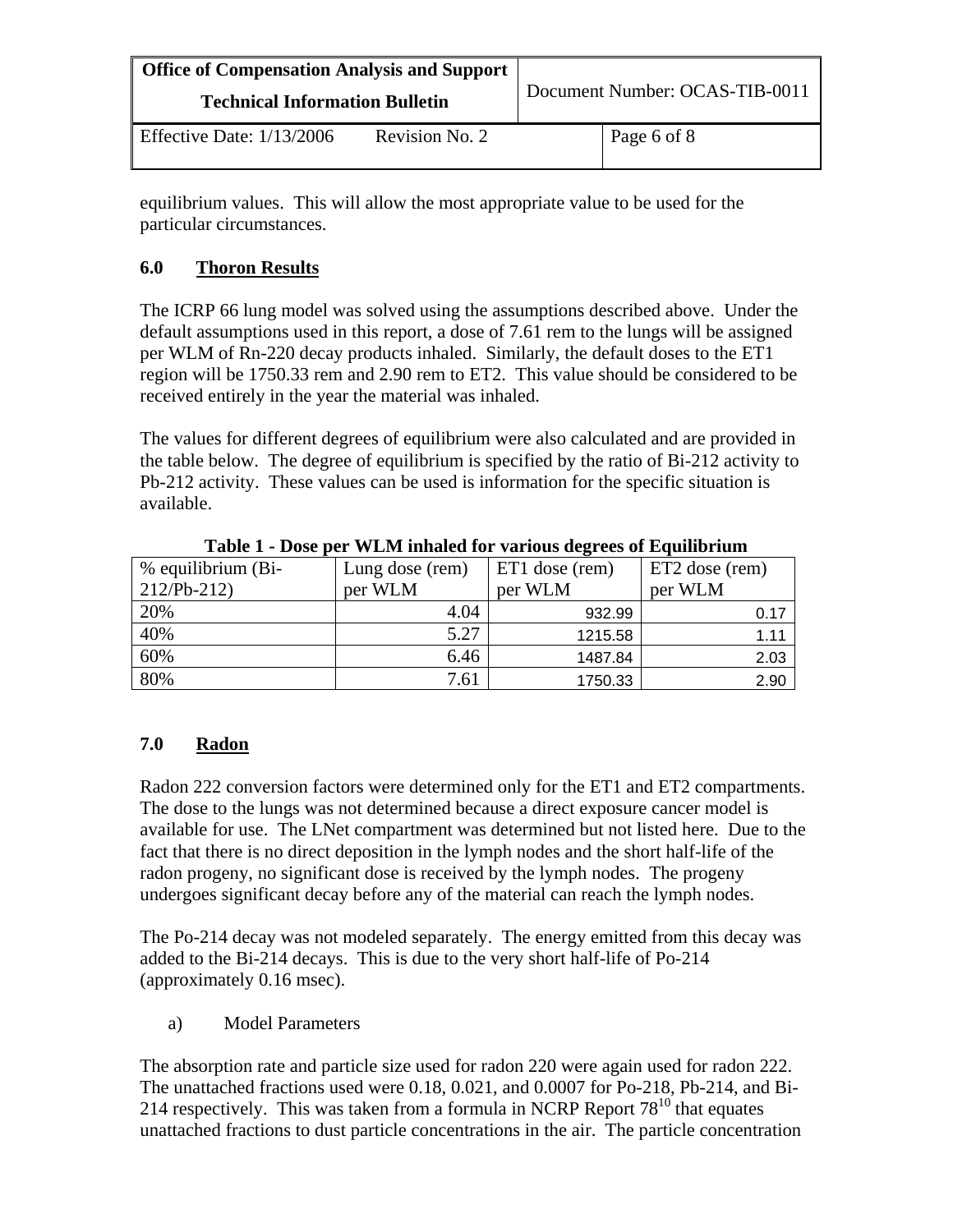equilibrium values. This will allow the most appropriate value to be used for the particular circumstances.

## 6.0 Thoron Results

The ICRP 66 lung model was solved using the assumptions described above. Under the default assumptions used in this report, a dose of 7.61 rem to the lungs will be assigned per WLM of Rn-220 decay products inhaled. Similarly, the default doses to the ET1 region will be 1750.33 rem and 2.90 rem to ET2. This value should be considered to be received entirely in the year the material was inhaled.

The values for different degrees of equilibrium were also calculated and are provided in the table below. The degree of equilibrium is specified by the ratio of Bi-212 activity to Pb-212 activity. These values can be used is information for the specific situation is available.

**Table 1 - Dose per WLM inhaled for various degrees of Equilibrium**

| % equilibrium (Bi-212/Pb-212) | Lung dose (rem) per WLM | ET1 dose (rem) per WLM | ET2 dose (rem) per WLM |
|---|---|---|---|
| 20% | 4.04 | 932.99 | 0.17 |
| 40% | 5.27 | 1215.58 | 1.11 |
| 60% | 6.46 | 1487.84 | 2.03 |
| 80% | 7.61 | 1750.33 | 2.90 |

## 7.0 Radon

Radon 222 conversion factors were determined only for the ET1 and ET2 compartments. The dose to the lungs was not determined because a direct exposure cancer model is available for use. The LNet compartment was determined but not listed here. Due to the fact that there is no direct deposition in the lymph nodes and the short half-life of the radon progeny, no significant dose is received by the lymph nodes. The progeny undergoes significant decay before any of the material can reach the lymph nodes.

The Po-214 decay was not modeled separately. The energy emitted from this decay was added to the Bi-214 decays. This is due to the very short half-life of Po-214 (approximately 0.16 msec).

a) Model Parameters

The absorption rate and particle size used for radon 220 were again used for radon 222. The unattached fractions used were 0.18, 0.021, and 0.0007 for Po-218, Pb-214, and Bi-214 respectively. This was taken from a formula in NCRP Report 78[10] that equates unattached fractions to dust particle concentrations in the air. The particle concentration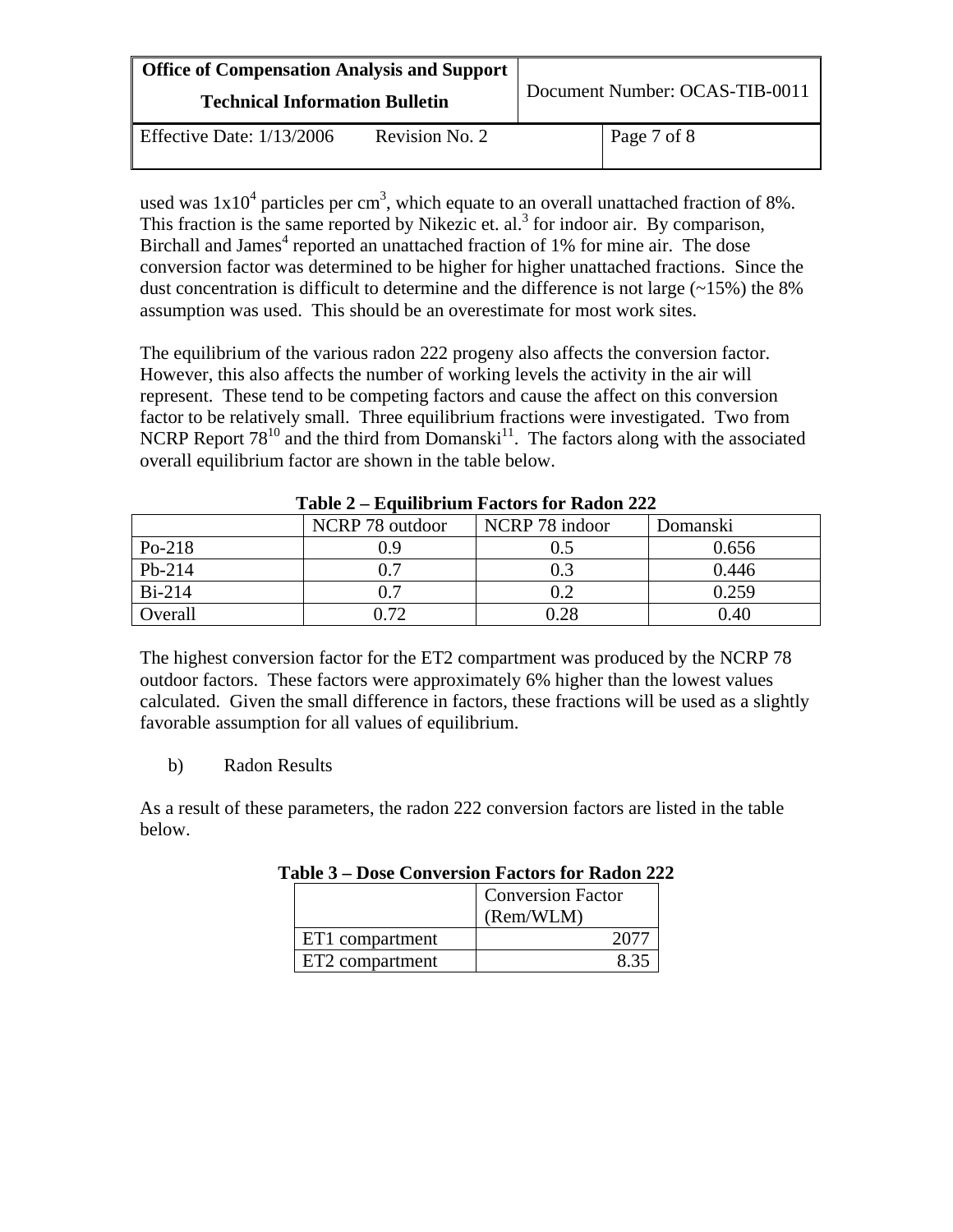used was $1x10^4$ particles per $cm^3$, which equate to an overall unattached fraction of 8%. This fraction is the same reported by Nikezic et. al.[3] for indoor air. By comparison, Birchall and James[4] reported an unattached fraction of 1% for mine air. The dose conversion factor was determined to be higher for higher unattached fractions. Since the dust concentration is difficult to determine and the difference is not large (~15%) the 8% assumption was used. This should be an overestimate for most work sites.

The equilibrium of the various radon 222 progeny also affects the conversion factor. However, this also affects the number of working levels the activity in the air will represent. These tend to be competing factors and cause the affect on this conversion factor to be relatively small. Three equilibrium fractions were investigated. Two from NCRP Report 78[10] and the third from Domanski[11]. The factors along with the associated overall equilibrium factor are shown in the table below.

**Table 2 – Equilibrium Factors for Radon 222**

| | NCRP 78 outdoor | NCRP 78 indoor | Domanski |
|---|---|---|---|
| Po-218 | 0.9 | 0.5 | 0.656 |
| Pb-214 | 0.7 | 0.3 | 0.446 |
| Bi-214 | 0.7 | 0.2 | 0.259 |
| Overall | 0.72 | 0.28 | 0.40 |

The highest conversion factor for the ET2 compartment was produced by the NCRP 78 outdoor factors. These factors were approximately 6% higher than the lowest values calculated. Given the small difference in factors, these fractions will be used as a slightly favorable assumption for all values of equilibrium.

b) Radon Results

As a result of these parameters, the radon 222 conversion factors are listed in the table below.

**Table 3 – Dose Conversion Factors for Radon 222**

| | Conversion Factor (Rem/WLM) |
|---|---|
| ET1 compartment | 2077 |
| ET2 compartment | 8.35 |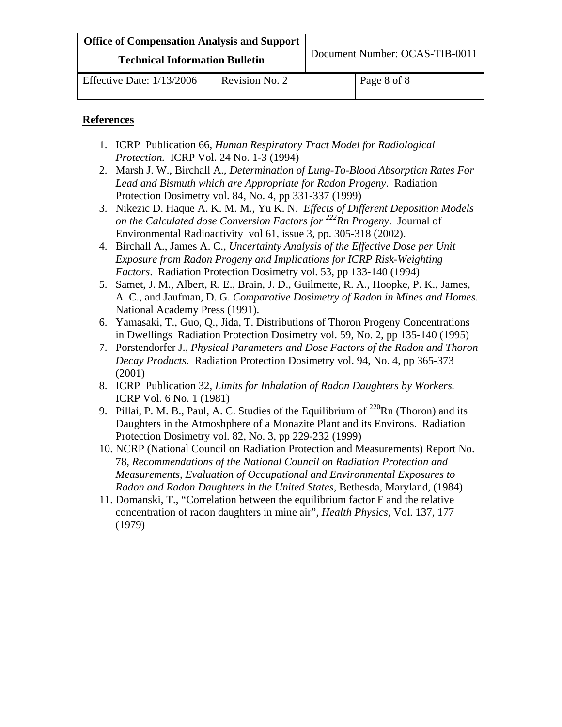**References**

1. ICRP Publication 66, *Human Respiratory Tract Model for Radiological Protection.* ICRP Vol. 24 No. 1-3 (1994)
2. Marsh J. W., Birchall A., *Determination of Lung-To-Blood Absorption Rates For Lead and Bismuth which are Appropriate for Radon Progeny*. Radiation Protection Dosimetry vol. 84, No. 4, pp 331-337 (1999)
3. Nikezic D. Haque A. K. M. M., Yu K. N. *Effects of Different Deposition Models on the Calculated dose Conversion Factors for $^{222}$Rn Progeny*. Journal of Environmental Radioactivity vol 61, issue 3, pp. 305-318 (2002).
4. Birchall A., James A. C., *Uncertainty Analysis of the Effective Dose per Unit Exposure from Radon Progeny and Implications for ICRP Risk-Weighting Factors*. Radiation Protection Dosimetry vol. 53, pp 133-140 (1994)
5. Samet, J. M., Albert, R. E., Brain, J. D., Guilmette, R. A., Hoopke, P. K., James, A. C., and Jaufman, D. G. *Comparative Dosimetry of Radon in Mines and Homes*. National Academy Press (1991).
6. Yamasaki, T., Guo, Q., Jida, T. Distributions of Thoron Progeny Concentrations in Dwellings Radiation Protection Dosimetry vol. 59, No. 2, pp 135-140 (1995)
7. Porstendorfer J., *Physical Parameters and Dose Factors of the Radon and Thoron Decay Products*. Radiation Protection Dosimetry vol. 94, No. 4, pp 365-373 (2001)
8. ICRP Publication 32, *Limits for Inhalation of Radon Daughters by Workers.* ICRP Vol. 6 No. 1 (1981)
9. Pillai, P. M. B., Paul, A. C. Studies of the Equilibrium of $^{220}$Rn (Thoron) and its Daughters in the Atmoshphere of a Monazite Plant and its Environs. Radiation Protection Dosimetry vol. 82, No. 3, pp 229-232 (1999)
10. NCRP (National Council on Radiation Protection and Measurements) Report No. 78, *Recommendations of the National Council on Radiation Protection and Measurements, Evaluation of Occupational and Environmental Exposures to Radon and Radon Daughters in the United States*, Bethesda, Maryland, (1984)
11. Domanski, T., "Correlation between the equilibrium factor F and the relative concentration of radon daughters in mine air", *Health Physics*, Vol. 137, 177 (1979)